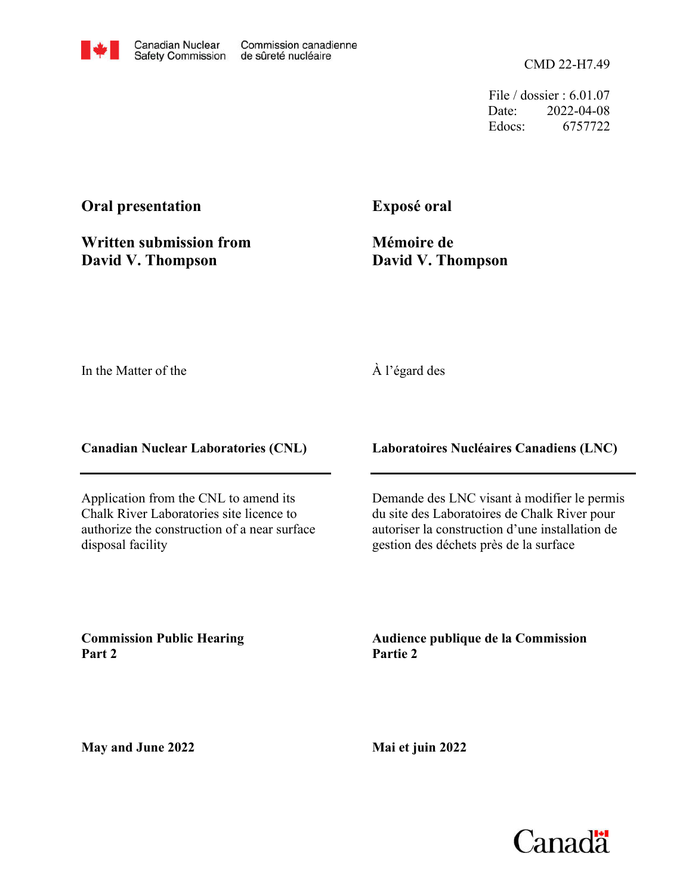Canadian Nuclear Safety Commission / Commission canadienne de sûreté nucléaire

CMD 22-H7.49

File / dossier : 6.01.07
Date: 2022-04-08
Edocs: 6757722

## Oral presentation

## Written submission from David V. Thompson

## Exposé oral

## Mémoire de David V. Thompson

In the Matter of the

À l'égard des

**Canadian Nuclear Laboratories (CNL)**

**Laboratoires Nucléaires Canadiens (LNC)**

Application from the CNL to amend its Chalk River Laboratories site licence to authorize the construction of a near surface disposal facility

Demande des LNC visant à modifier le permis du site des Laboratoires de Chalk River pour autoriser la construction d'une installation de gestion des déchets près de la surface

**Commission Public Hearing**
**Part 2**

**Audience publique de la Commission**
**Partie 2**

**May and June 2022**

**Mai et juin 2022**

Canada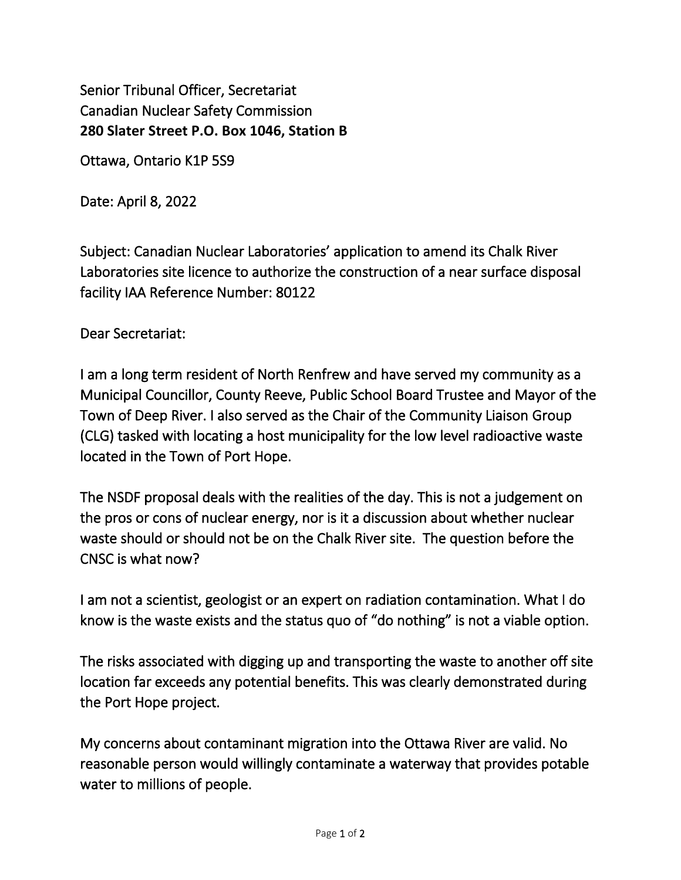Senior Tribunal Officer, Secretariat
Canadian Nuclear Safety Commission
**280 Slater Street P.O. Box 1046, Station B**

Ottawa, Ontario K1P 5S9

Date: April 8, 2022

Subject: Canadian Nuclear Laboratories' application to amend its Chalk River Laboratories site licence to authorize the construction of a near surface disposal facility IAA Reference Number: 80122

Dear Secretariat:

I am a long term resident of North Renfrew and have served my community as a Municipal Councillor, County Reeve, Public School Board Trustee and Mayor of the Town of Deep River. I also served as the Chair of the Community Liaison Group (CLG) tasked with locating a host municipality for the low level radioactive waste located in the Town of Port Hope.

The NSDF proposal deals with the realities of the day. This is not a judgement on the pros or cons of nuclear energy, nor is it a discussion about whether nuclear waste should or should not be on the Chalk River site. The question before the CNSC is what now?

I am not a scientist, geologist or an expert on radiation contamination. What I do know is the waste exists and the status quo of "do nothing" is not a viable option.

The risks associated with digging up and transporting the waste to another off site location far exceeds any potential benefits. This was clearly demonstrated during the Port Hope project.

My concerns about contaminant migration into the Ottawa River are valid. No reasonable person would willingly contaminate a waterway that provides potable water to millions of people.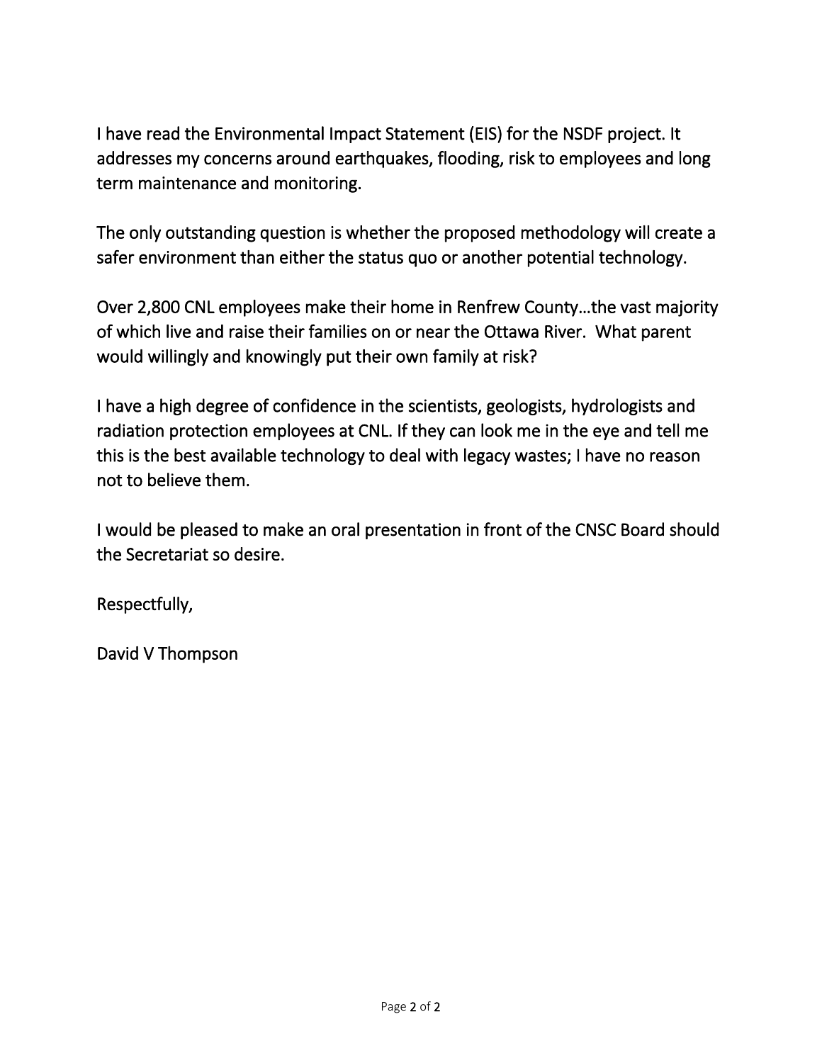I have read the Environmental Impact Statement (EIS) for the NSDF project. It addresses my concerns around earthquakes, flooding, risk to employees and long term maintenance and monitoring.

The only outstanding question is whether the proposed methodology will create a safer environment than either the status quo or another potential technology.

Over 2,800 CNL employees make their home in Renfrew County…the vast majority of which live and raise their families on or near the Ottawa River. What parent would willingly and knowingly put their own family at risk?

I have a high degree of confidence in the scientists, geologists, hydrologists and radiation protection employees at CNL. If they can look me in the eye and tell me this is the best available technology to deal with legacy wastes; I have no reason not to believe them.

I would be pleased to make an oral presentation in front of the CNSC Board should the Secretariat so desire.

Respectfully,

David V Thompson